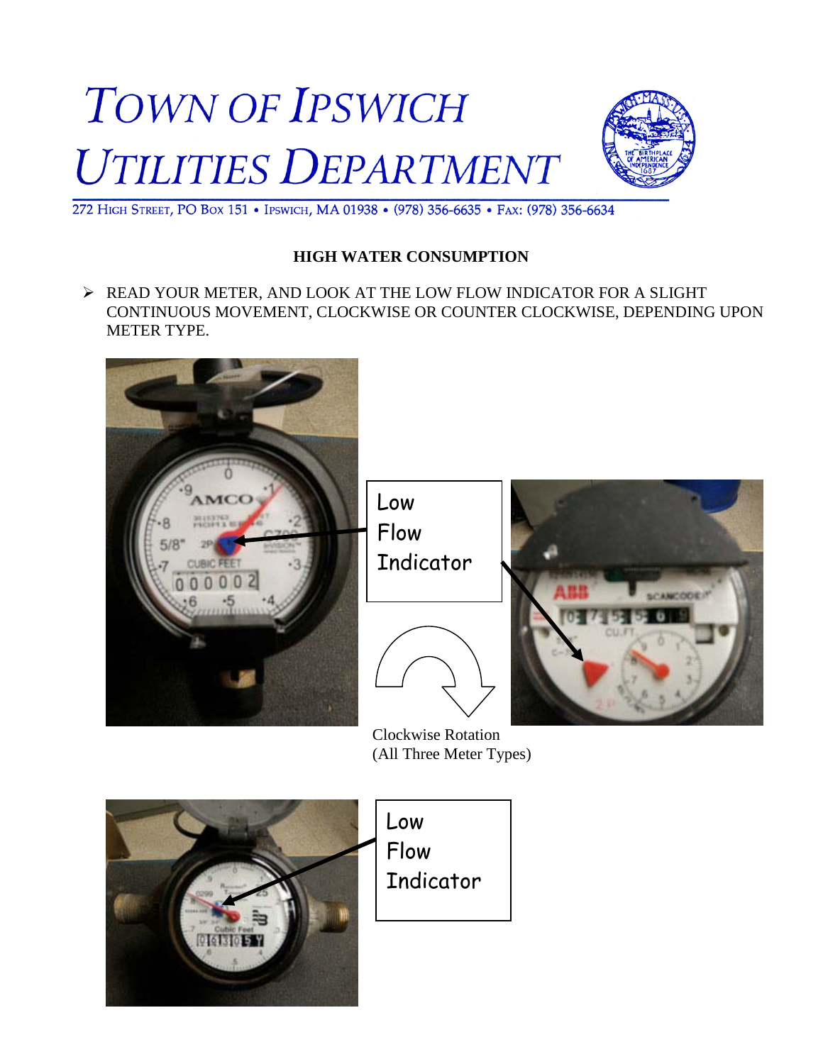# TOWN OF IPSWICH UTILITIES DEPARTMENT

272 HIGH STREET, PO BOX 151 • IPSWICH, MA 01938 • (978) 356-6635 • FAX: (978) 356-6634

**HIGH WATER CONSUMPTION**

- READ YOUR METER, AND LOOK AT THE LOW FLOW INDICATOR FOR A SLIGHT CONTINUOUS MOVEMENT, CLOCKWISE OR COUNTER CLOCKWISE, DEPENDING UPON METER TYPE.

Low Flow Indicator

Clockwise Rotation
(All Three Meter Types)

Low Flow Indicator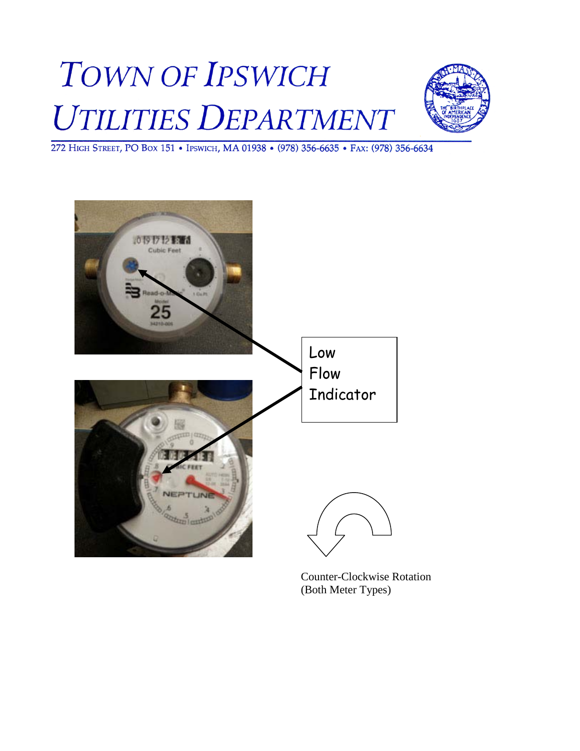# TOWN OF IPSWICH UTILITIES DEPARTMENT

272 HIGH STREET, PO BOX 151 • IPSWICH, MA 01938 • (978) 356-6635 • FAX: (978) 356-6634

Low Flow Indicator

Counter-Clockwise Rotation (Both Meter Types)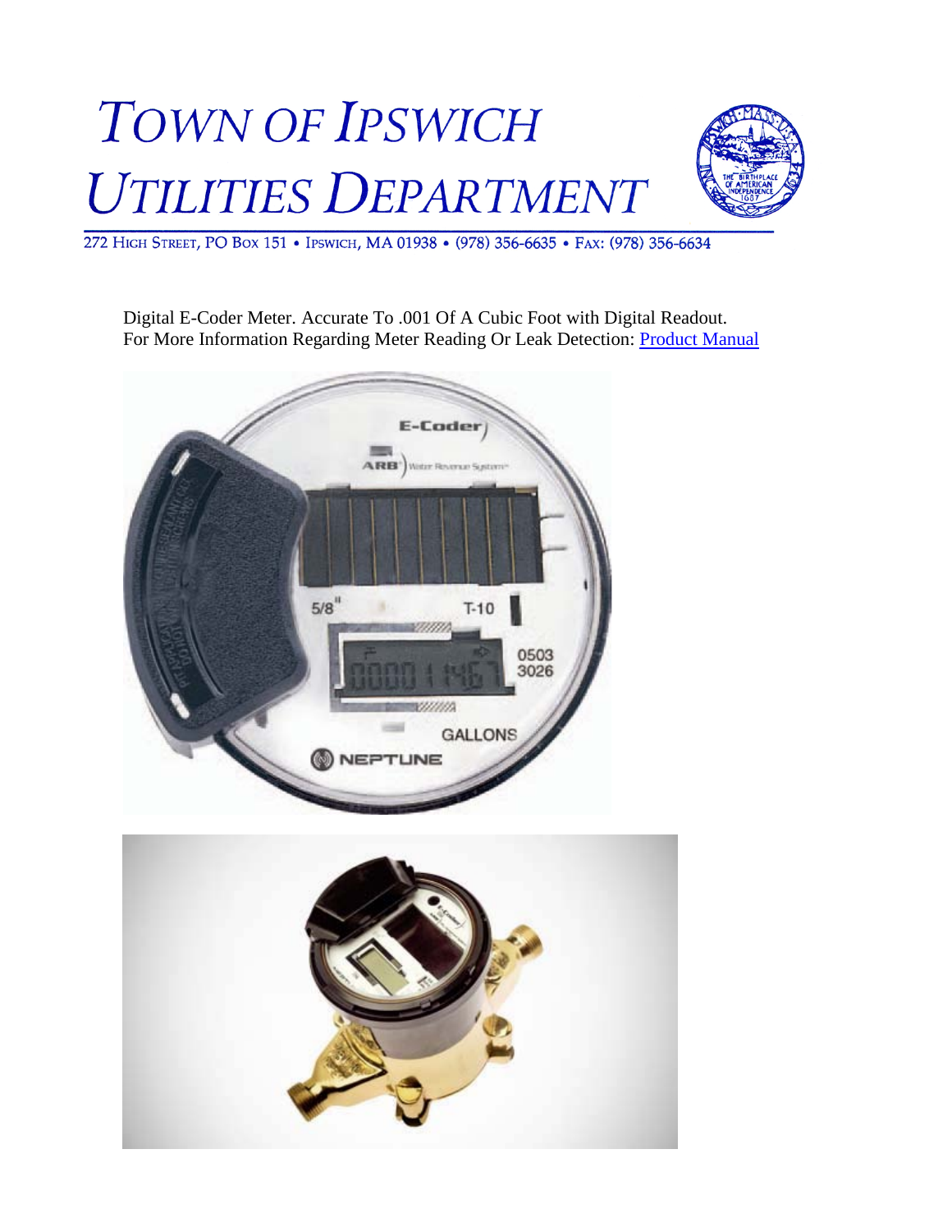# TOWN OF IPSWICH UTILITIES DEPARTMENT

272 HIGH STREET, PO BOX 151 • IPSWICH, MA 01938 • (978) 356-6635 • FAX: (978) 356-6634

Digital E-Coder Meter. Accurate To .001 Of A Cubic Foot with Digital Readout.
For More Information Regarding Meter Reading Or Leak Detection: [Product Manual]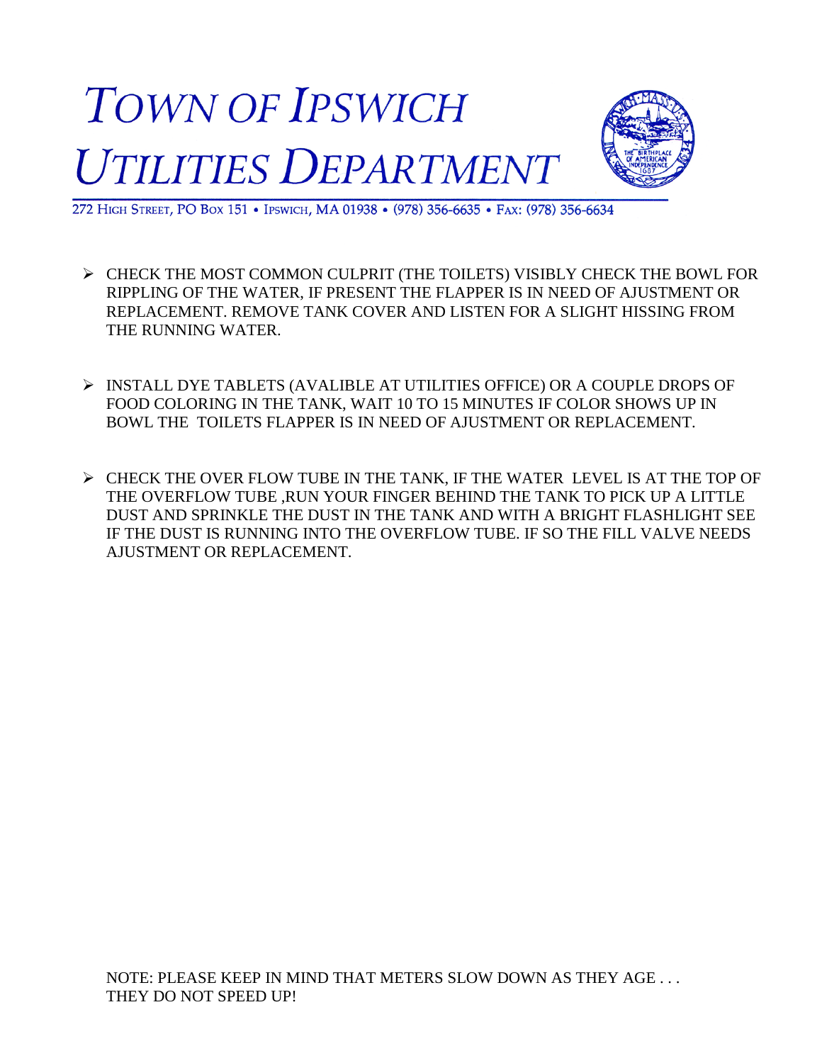# TOWN OF IPSWICH UTILITIES DEPARTMENT

272 HIGH STREET, PO BOX 151 • IPSWICH, MA 01938 • (978) 356-6635 • FAX: (978) 356-6634

- CHECK THE MOST COMMON CULPRIT (THE TOILETS) VISIBLY CHECK THE BOWL FOR RIPPLING OF THE WATER, IF PRESENT THE FLAPPER IS IN NEED OF AJUSTMENT OR REPLACEMENT. REMOVE TANK COVER AND LISTEN FOR A SLIGHT HISSING FROM THE RUNNING WATER.

- INSTALL DYE TABLETS (AVALIBLE AT UTILITIES OFFICE) OR A COUPLE DROPS OF FOOD COLORING IN THE TANK, WAIT 10 TO 15 MINUTES IF COLOR SHOWS UP IN BOWL THE TOILETS FLAPPER IS IN NEED OF AJUSTMENT OR REPLACEMENT.

- CHECK THE OVER FLOW TUBE IN THE TANK, IF THE WATER LEVEL IS AT THE TOP OF THE OVERFLOW TUBE ,RUN YOUR FINGER BEHIND THE TANK TO PICK UP A LITTLE DUST AND SPRINKLE THE DUST IN THE TANK AND WITH A BRIGHT FLASHLIGHT SEE IF THE DUST IS RUNNING INTO THE OVERFLOW TUBE. IF SO THE FILL VALVE NEEDS AJUSTMENT OR REPLACEMENT.

NOTE: PLEASE KEEP IN MIND THAT METERS SLOW DOWN AS THEY AGE . . . THEY DO NOT SPEED UP!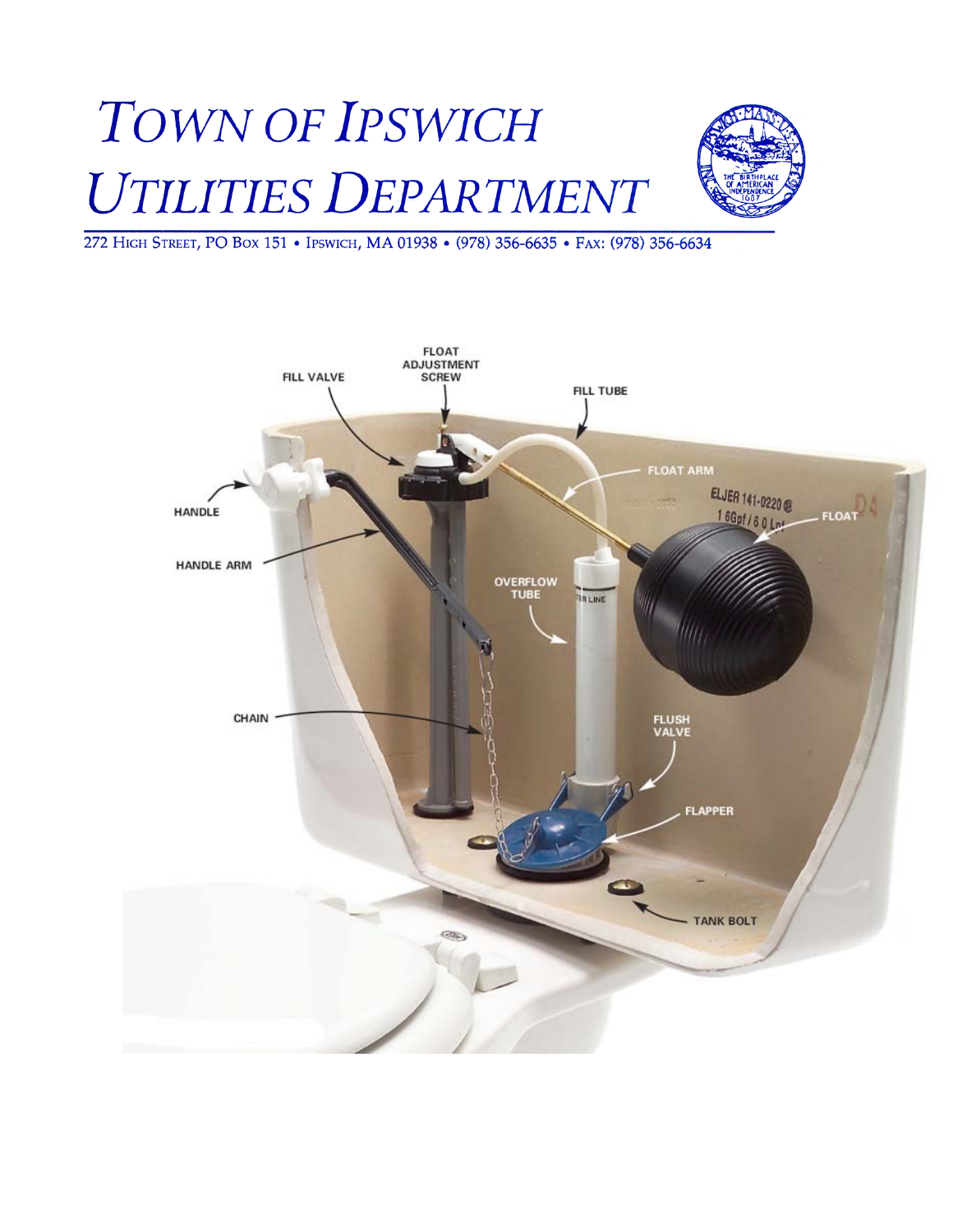# TOWN OF IPSWICH UTILITIES DEPARTMENT

272 HIGH STREET, PO BOX 151 • IPSWICH, MA 01938 • (978) 356-6635 • FAX: (978) 356-6634

FLOAT ADJUSTMENT SCREW

FILL VALVE

FILL TUBE

FLOAT ARM

FLOAT

HANDLE

HANDLE ARM

OVERFLOW TUBE

CHAIN

FLUSH VALVE

FLAPPER

TANK BOLT